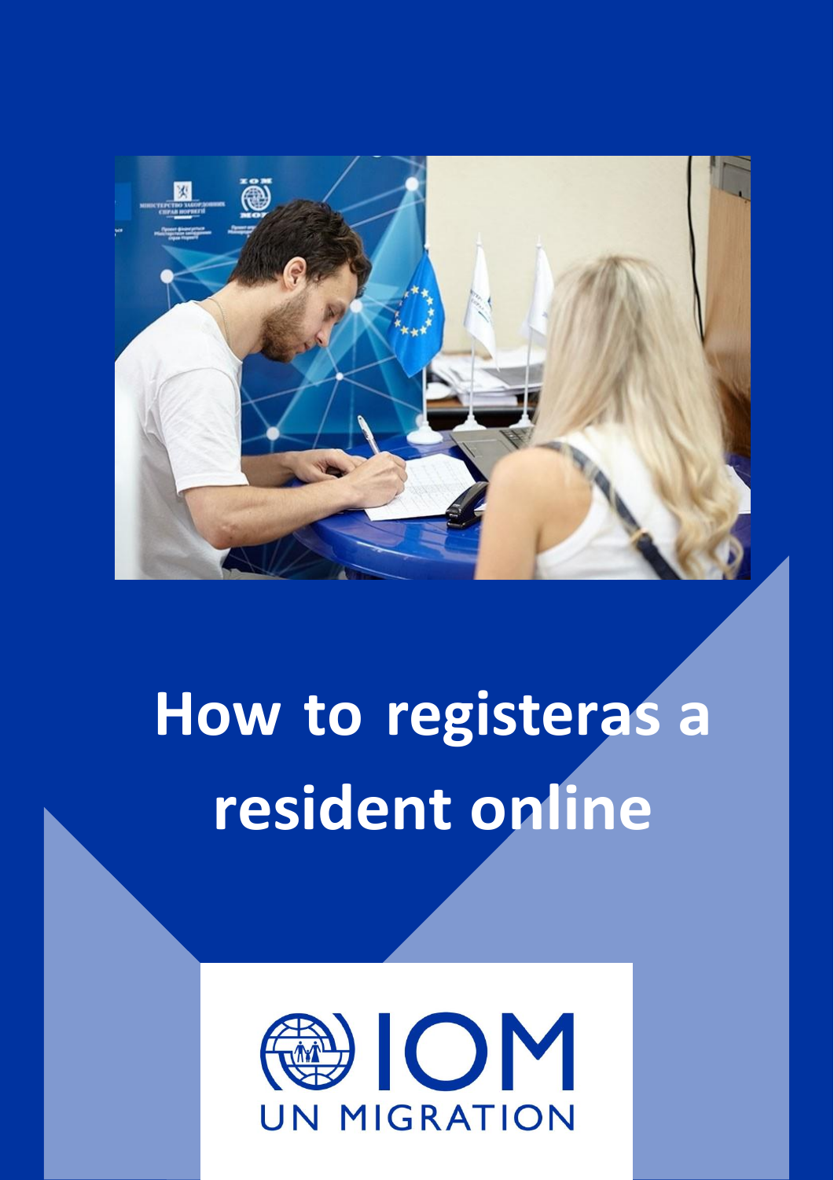# How to registeras a resident online

IOM
UN MIGRATION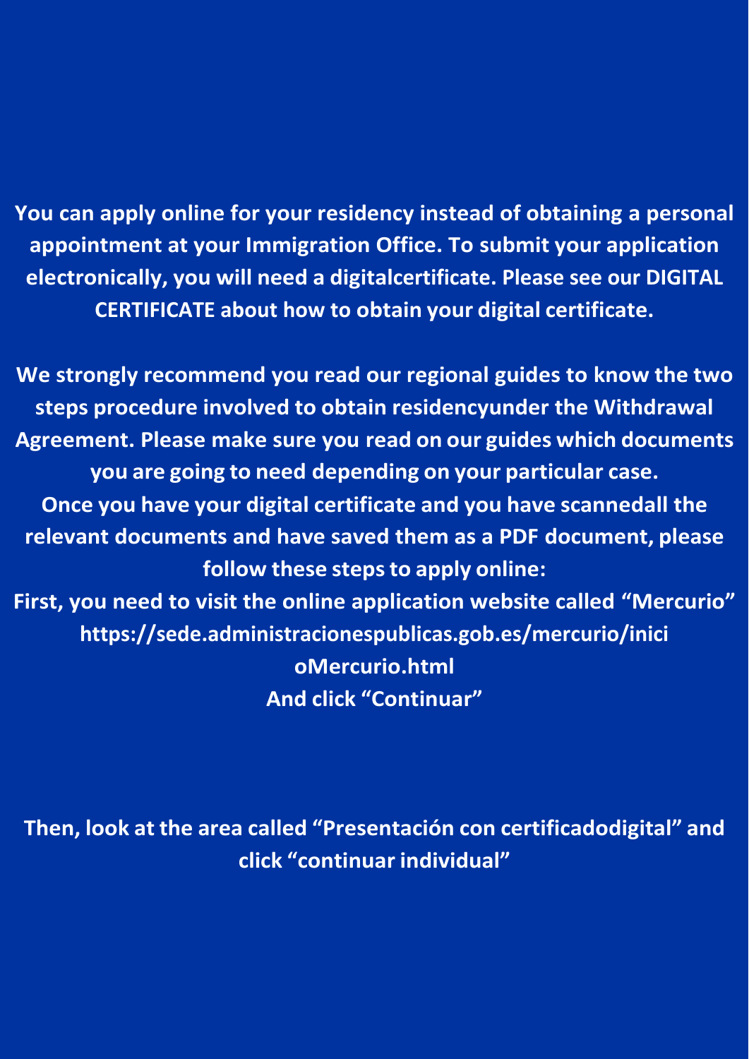**You can apply online for your residency instead of obtaining a personal appointment at your Immigration Office. To submit your application electronically, you will need a digitalcertificate. Please see our DIGITAL CERTIFICATE about how to obtain your digital certificate.**

**We strongly recommend you read our regional guides to know the two steps procedure involved to obtain residencyunder the Withdrawal Agreement. Please make sure you read on our guides which documents you are going to need depending on your particular case.**
**Once you have your digital certificate and you have scannedall the relevant documents and have saved them as a PDF document, please follow these steps to apply online:**
**First, you need to visit the online application website called “Mercurio” https://sede.administracionespublicas.gob.es/mercurio/inicioMercurio.html**
**And click “Continuar”**

**Then, look at the area called “Presentación con certificadodigital” and click “continuar individual”**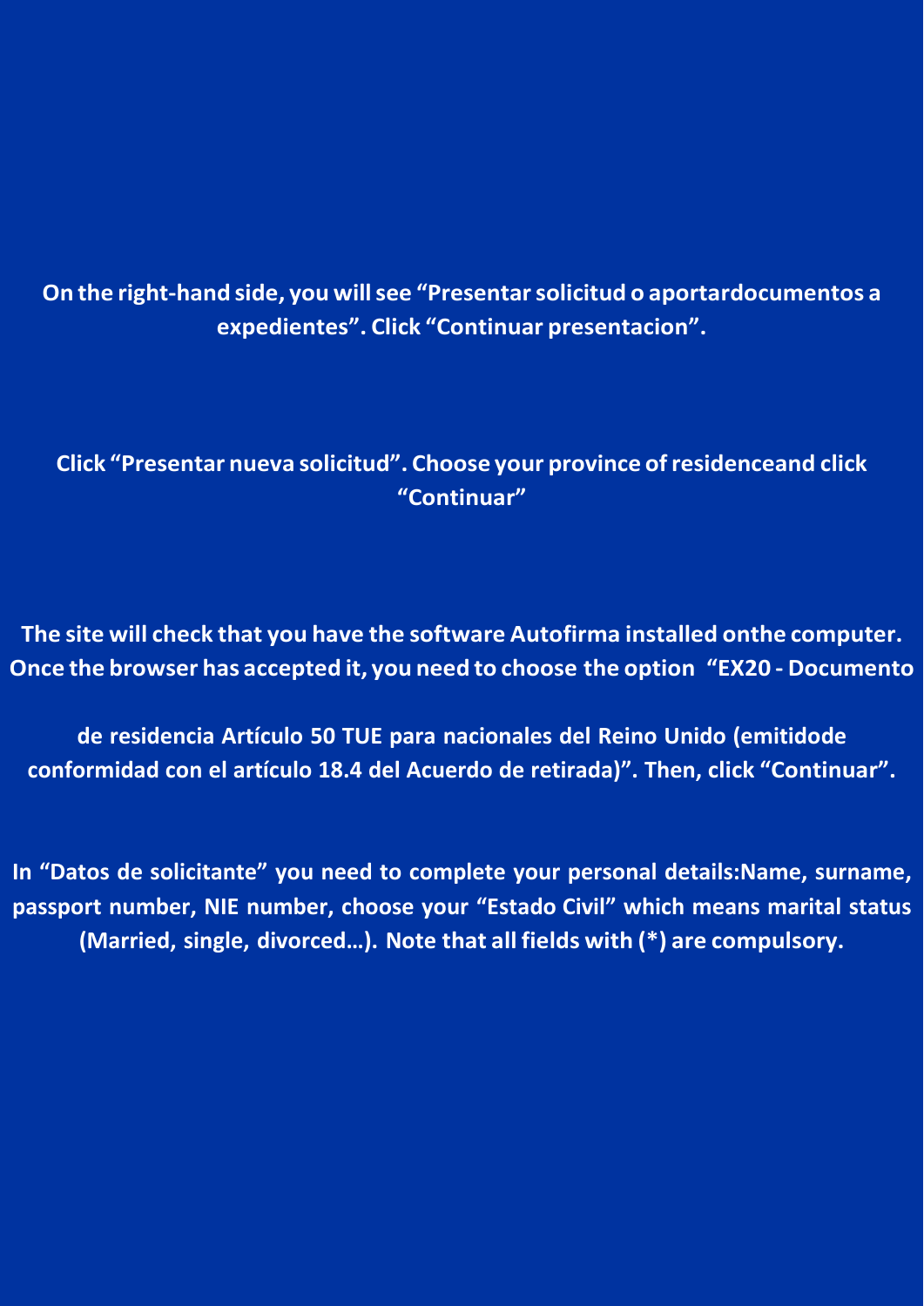**On the right-hand side, you will see “Presentar solicitud o aportardocumentos a expedientes”. Click “Continuar presentacion”.**

**Click “Presentar nueva solicitud”. Choose your province of residenceand click “Continuar”**

**The site will check that you have the software Autofirma installed onthe computer. Once the browser has accepted it, you need to choose the option “EX20 - Documento**

**de residencia Artículo 50 TUE para nacionales del Reino Unido (emitidode conformidad con el artículo 18.4 del Acuerdo de retirada)”. Then, click “Continuar”.**

**In “Datos de solicitante” you need to complete your personal details:Name, surname, passport number, NIE number, choose your “Estado Civil” which means marital status (Married, single, divorced…). Note that all fields with (*) are compulsory.**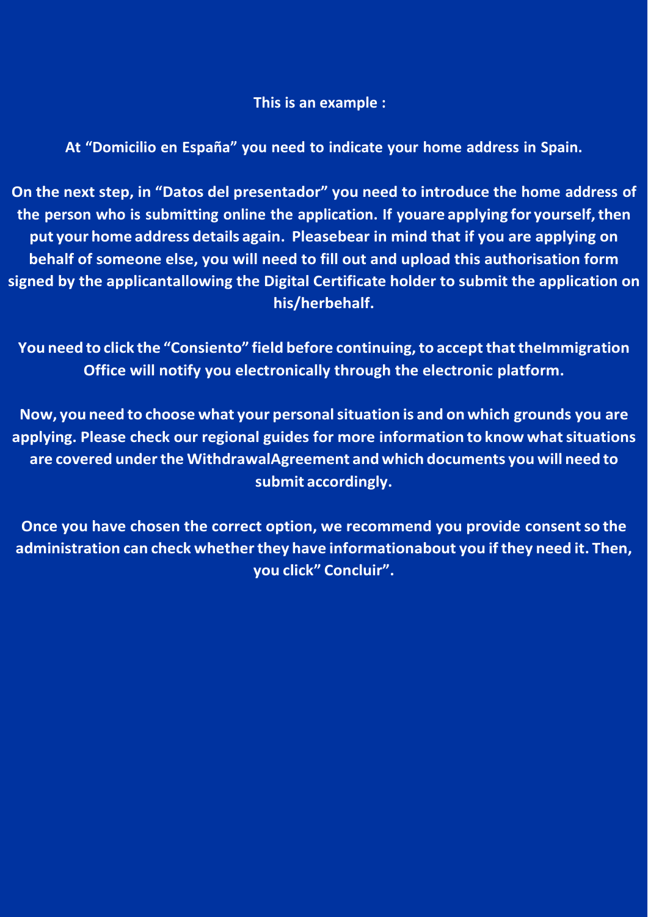**This is an example :**

**At “Domicilio en España” you need to indicate your home address in Spain.**

**On the next step, in “Datos del presentador” you need to introduce the home address of the person who is submitting online the application. If youare applying for yourself, then put your home address details again. Pleasebear in mind that if you are applying on behalf of someone else, you will need to fill out and upload this authorisation form signed by the applicantallowing the Digital Certificate holder to submit the application on his/herbehalf.**

**You need to click the “Consiento” field before continuing, to accept that theImmigration Office will notify you electronically through the electronic platform.**

**Now, you need to choose what your personal situation is and on which grounds you are applying. Please check our regional guides for more information to know what situations are covered under the WithdrawalAgreement and which documents you will need to submit accordingly.**

**Once you have chosen the correct option, we recommend you provide consent so the administration can check whether they have informationabout you if they need it. Then, you click” Concluir”.**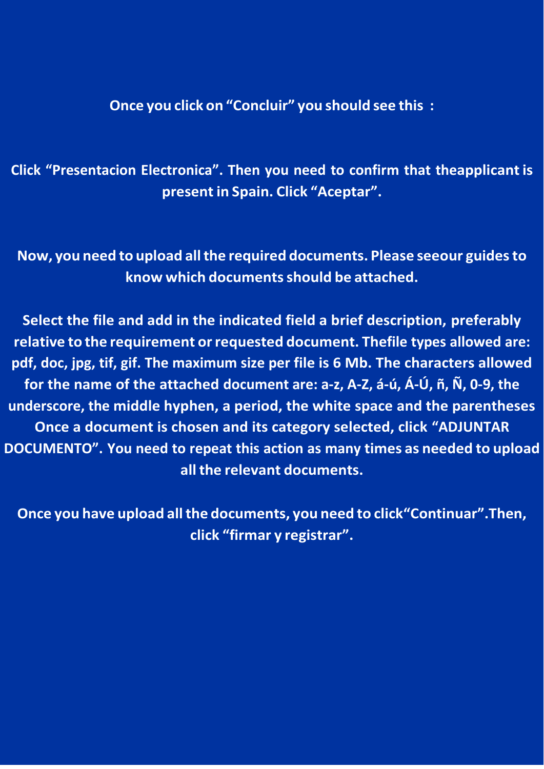**Once you click on “Concluir” you should see this :**

**Click “Presentacion Electronica”. Then you need to confirm that theapplicant is present in Spain. Click “Aceptar”.**

**Now, you need to upload all the required documents. Please seeour guides to know which documents should be attached.**

**Select the file and add in the indicated field a brief description, preferably relative to the requirement or requested document. Thefile types allowed are: pdf, doc, jpg, tif, gif. The maximum size per file is 6 Mb. The characters allowed for the name of the attached document are: a-z, A-Z, á-ú, Á-Ú, ñ, Ñ, 0-9, the underscore, the middle hyphen, a period, the white space and the parentheses Once a document is chosen and its category selected, click “ADJUNTAR DOCUMENTO”. You need to repeat this action as many times as needed to upload all the relevant documents.**

**Once you have upload all the documents, you need to click“Continuar”.Then, click “firmar y registrar”.**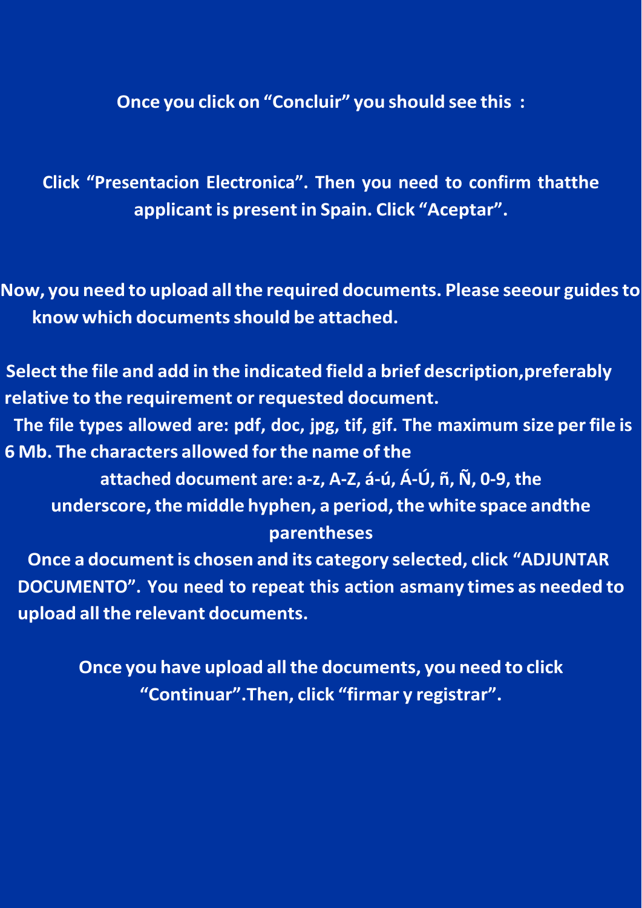**Once you click on “Concluir” you should see this :**

**Click “Presentacion Electronica”. Then you need to confirm thatthe applicant is present in Spain. Click “Aceptar”.**

**Now, you need to upload all the required documents. Please seeour guides to know which documents should be attached.**

**Select the file and add in the indicated field a brief description,preferably relative to the requirement or requested document.**

**The file types allowed are: pdf, doc, jpg, tif, gif. The maximum size per file is 6 Mb. The characters allowed for the name of the attached document are: a-z, A-Z, á-ú, Á-Ú, ñ, Ñ, 0-9, the underscore, the middle hyphen, a period, the white space andthe parentheses**

**Once a document is chosen and its category selected, click “ADJUNTAR DOCUMENTO”. You need to repeat this action asmany times as needed to upload all the relevant documents.**

**Once you have upload all the documents, you need to click “Continuar”.Then, click “firmar y registrar”.**